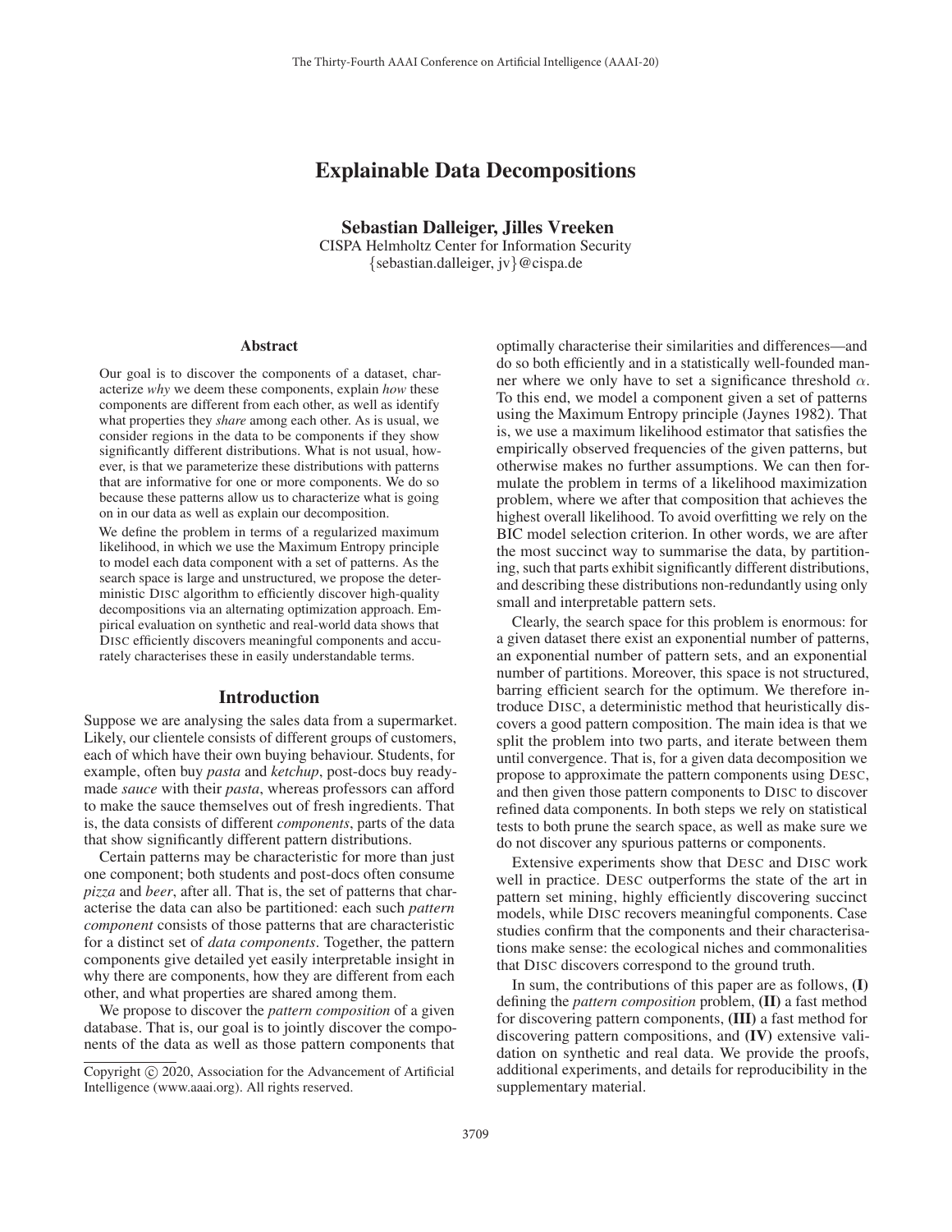# Explainable Data Decompositions

**Sebastian Dalleiger, Jilles Vreeken**
CISPA Helmholtz Center for Information Security
{sebastian.dalleiger, jv}@cispa.de

## Abstract

Our goal is to discover the components of a dataset, characterize *why* we deem these components, explain *how* these components are different from each other, as well as identify what properties they *share* among each other. As is usual, we consider regions in the data to be components if they show significantly different distributions. What is not usual, however, is that we parameterize these distributions with patterns that are informative for one or more components. We do so because these patterns allow us to characterize what is going on in our data as well as explain our decomposition.

We define the problem in terms of a regularized maximum likelihood, in which we use the Maximum Entropy principle to model each data component with a set of patterns. As the search space is large and unstructured, we propose the deterministic DISC algorithm to efficiently discover high-quality decompositions via an alternating optimization approach. Empirical evaluation on synthetic and real-world data shows that DISC efficiently discovers meaningful components and accurately characterises these in easily understandable terms.

## Introduction

Suppose we are analysing the sales data from a supermarket. Likely, our clientele consists of different groups of customers, each of which have their own buying behaviour. Students, for example, often buy *pasta* and *ketchup*, post-docs buy ready-made *sauce* with their *pasta*, whereas professors can afford to make the sauce themselves out of fresh ingredients. That is, the data consists of different *components*, parts of the data that show significantly different pattern distributions.

Certain patterns may be characteristic for more than just one component; both students and post-docs often consume *pizza* and *beer*, after all. That is, the set of patterns that characterise the data can also be partitioned: each such *pattern component* consists of those patterns that are characteristic for a distinct set of *data components*. Together, the pattern components give detailed yet easily interpretable insight in why there are components, how they are different from each other, and what properties are shared among them.

We propose to discover the *pattern composition* of a given database. That is, our goal is to jointly discover the components of the data as well as those pattern components that optimally characterise their similarities and differences—and do so both efficiently and in a statistically well-founded manner where we only have to set a significance threshold $\alpha$. To this end, we model a component given a set of patterns using the Maximum Entropy principle (Jaynes 1982). That is, we use a maximum likelihood estimator that satisfies the empirically observed frequencies of the given patterns, but otherwise makes no further assumptions. We can then formulate the problem in terms of a likelihood maximization problem, where we after that composition that achieves the highest overall likelihood. To avoid overfitting we rely on the BIC model selection criterion. In other words, we are after the most succinct way to summarise the data, by partitioning, such that parts exhibit significantly different distributions, and describing these distributions non-redundantly using only small and interpretable pattern sets.

Clearly, the search space for this problem is enormous: for a given dataset there exist an exponential number of patterns, an exponential number of pattern sets, and an exponential number of partitions. Moreover, this space is not structured, barring efficient search for the optimum. We therefore introduce DISC, a deterministic method that heuristically discovers a good pattern composition. The main idea is that we split the problem into two parts, and iterate between them until convergence. That is, for a given data decomposition we propose to approximate the pattern components using DESC, and then given those pattern components to DISC to discover refined data components. In both steps we rely on statistical tests to both prune the search space, as well as make sure we do not discover any spurious patterns or components.

Extensive experiments show that DESC and DISC work well in practice. DESC outperforms the state of the art in pattern set mining, highly efficiently discovering succinct models, while DISC recovers meaningful components. Case studies confirm that the components and their characterisations make sense: the ecological niches and commonalities that DISC discovers correspond to the ground truth.

In sum, the contributions of this paper are as follows, **(I)** defining the *pattern composition* problem, **(II)** a fast method for discovering pattern components, **(III)** a fast method for discovering pattern compositions, and **(IV)** extensive validation on synthetic and real data. We provide the proofs, additional experiments, and details for reproducibility in the supplementary material.

Copyright © 2020, Association for the Advancement of Artificial Intelligence (www.aaai.org). All rights reserved.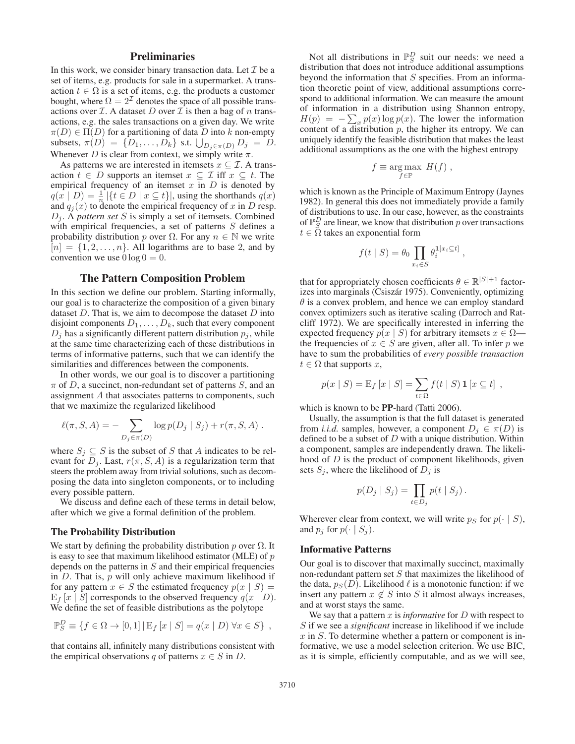## Preliminaries

In this work, we consider binary transaction data. Let $\mathcal{I}$ be a set of items, e.g. products for sale in a supermarket. A transaction $t \in \Omega$ is a set of items, e.g. the products a customer bought, where $\Omega = 2^{\mathcal{I}}$ denotes the space of all possible transactions over $\mathcal{I}$. A dataset $D$ over $\mathcal{I}$ is then a bag of $n$ transactions, e.g. the sales transactions on a given day. We write $\pi(D) \in \Pi(D)$ for a partitioning of data $D$ into $k$ non-empty subsets, $\pi(D) = \{D_1, \ldots, D_k\}$ s.t. $\bigcup_{D_j \in \pi(D)} D_j = D$. Whenever $D$ is clear from context, we simply write $\pi$.

As patterns we are interested in itemsets $x \subseteq \mathcal{I}$. A transaction $t \in D$ supports an itemset $x \subseteq \mathcal{I}$ iff $x \subseteq t$. The empirical frequency of an itemset $x$ in $D$ is denoted by $q(x \mid D) = \frac{1}{n} |\{t \in D \mid x \subseteq t\}|$, using the shorthands $q(x)$ and $q_j(x)$ to denote the empirical frequency of $x$ in $D$ resp. $D_j$. A *pattern set* $S$ is simply a set of itemsets. Combined with empirical frequencies, a set of patterns $S$ defines a probability distribution $p$ over $\Omega$. For any $n \in \mathbb{N}$ we write $[n] = \{1, 2, \ldots, n\}$. All logarithms are to base 2, and by convention we use $0 \log 0 = 0$.

## The Pattern Composition Problem

In this section we define our problem. Starting informally, our goal is to characterize the composition of a given binary dataset $D$. That is, we aim to decompose the dataset $D$ into disjoint components $D_1, \ldots, D_k$, such that every component $D_j$ has a significantly different pattern distribution $p_j$, while at the same time characterizing each of these distributions in terms of informative patterns, such that we can identify the similarities and differences between the components.

In other words, we our goal is to discover a partitioning $\pi$ of $D$, a succinct, non-redundant set of patterns $S$, and an assignment $A$ that associates patterns to components, such that we maximize the regularized likelihood

$$\ell(\pi, S, A) = - \sum_{D_j \in \pi(D)} \log p(D_j \mid S_j) + r(\pi, S, A) \ .$$

where $S_j \subseteq S$ is the subset of $S$ that $A$ indicates to be relevant for $D_j$. Last, $r(\pi, S, A)$ is a regularization term that steers the problem away from trivial solutions, such as decomposing the data into singleton components, or to including every possible pattern.

We discuss and define each of these terms in detail below, after which we give a formal definition of the problem.

### The Probability Distribution

We start by defining the probability distribution $p$ over $\Omega$. It is easy to see that maximum likelihood estimator (MLE) of $p$ depends on the patterns in $S$ and their empirical frequencies in $D$. That is, $p$ will only achieve maximum likelihood if for any pattern $x \in S$ the estimated frequency $p(x \mid S) = \mathrm{E}_f[x \mid S]$ corresponds to the observed frequency $q(x \mid D)$. We define the set of feasible distributions as the polytope

$$\mathbb{P}_S^D \equiv \{ f \in \Omega \rightarrow [0, 1] \mid \mathrm{E}_f[x \mid S] = q(x \mid D) \ \forall x \in S \} \ ,$$

that contains all, infinitely many distributions consistent with the empirical observations $q$ of patterns $x \in S$ in $D$.

Not all distributions in $\mathbb{P}_S^D$ suit our needs: we need a distribution that does not introduce additional assumptions beyond the information that $S$ specifies. From an information theoretic point of view, additional assumptions correspond to additional information. We can measure the amount of information in a distribution using Shannon entropy, $H(p) = -\sum_x p(x) \log p(x)$. The lower the information content of a distribution $p$, the higher its entropy. We can uniquely identify the feasible distribution that makes the least additional assumptions as the one with the highest entropy

$$f \equiv \arg\max_{f \in \mathbb{P}} \ H(f) \ ,$$

which is known as the Principle of Maximum Entropy (Jaynes 1982). In general this does not immediately provide a family of distributions to use. In our case, however, as the constraints of $\mathbb{P}_S^D$ are linear, we know that distribution $p$ over transactions $t \in \Omega$ takes an exponential form

$$f(t \mid S) = \theta_0 \prod_{x_i \in S} \theta_i^{\mathbf{1}[x_i \subseteq t]} \ ,$$

that for appropriately chosen coefficients $\theta \in \mathbb{R}^{|S|+1}$ factorizes into marginals (Csiszár 1975). Conveniently, optimizing $\theta$ is a convex problem, and hence we can employ standard convex optimizers such as iterative scaling (Darroch and Ratcliff 1972). We are specifically interested in inferring the expected frequency $p(x \mid S)$ for arbitrary itemsets $x \in \Omega$—the frequencies of $x \in S$ are given, after all. To infer $p$ we have to sum the probabilities of *every possible transaction* $t \in \Omega$ that supports $x$,

$$p(x \mid S) = \mathrm{E}_f[x \mid S] = \sum_{t \in \Omega} f(t \mid S) \, \mathbf{1}[x \subseteq t] \ ,$$

which is known to be **PP**-hard (Tatti 2006).

Usually, the assumption is that the full dataset is generated from *i.i.d.* samples, however, a component $D_j \in \pi(D)$ is defined to be a subset of $D$ with a unique distribution. Within a component, samples are independently drawn. The likelihood of $D$ is the product of component likelihoods, given sets $S_j$, where the likelihood of $D_j$ is

$$p(D_j \mid S_j) = \prod_{t \in D_j} p(t \mid S_j) \, .$$

Wherever clear from context, we will write $p_S$ for $p(\cdot \mid S)$, and $p_j$ for $p(\cdot \mid S_j)$.

### Informative Patterns

Our goal is to discover that maximally succinct, maximally non-redundant pattern set $S$ that maximizes the likelihood of the data, $p_S(D)$. Likelihood $\ell$ is a monotonic function: if we insert any pattern $x \notin S$ into $S$ it almost always increases, and at worst stays the same.

We say that a pattern $x$ is *informative* for $D$ with respect to $S$ if we see a *significant* increase in likelihood if we include $x$ in $S$. To determine whether a pattern or component is informative, we use a model selection criterion. We use BIC, as it is simple, efficiently computable, and as we will see,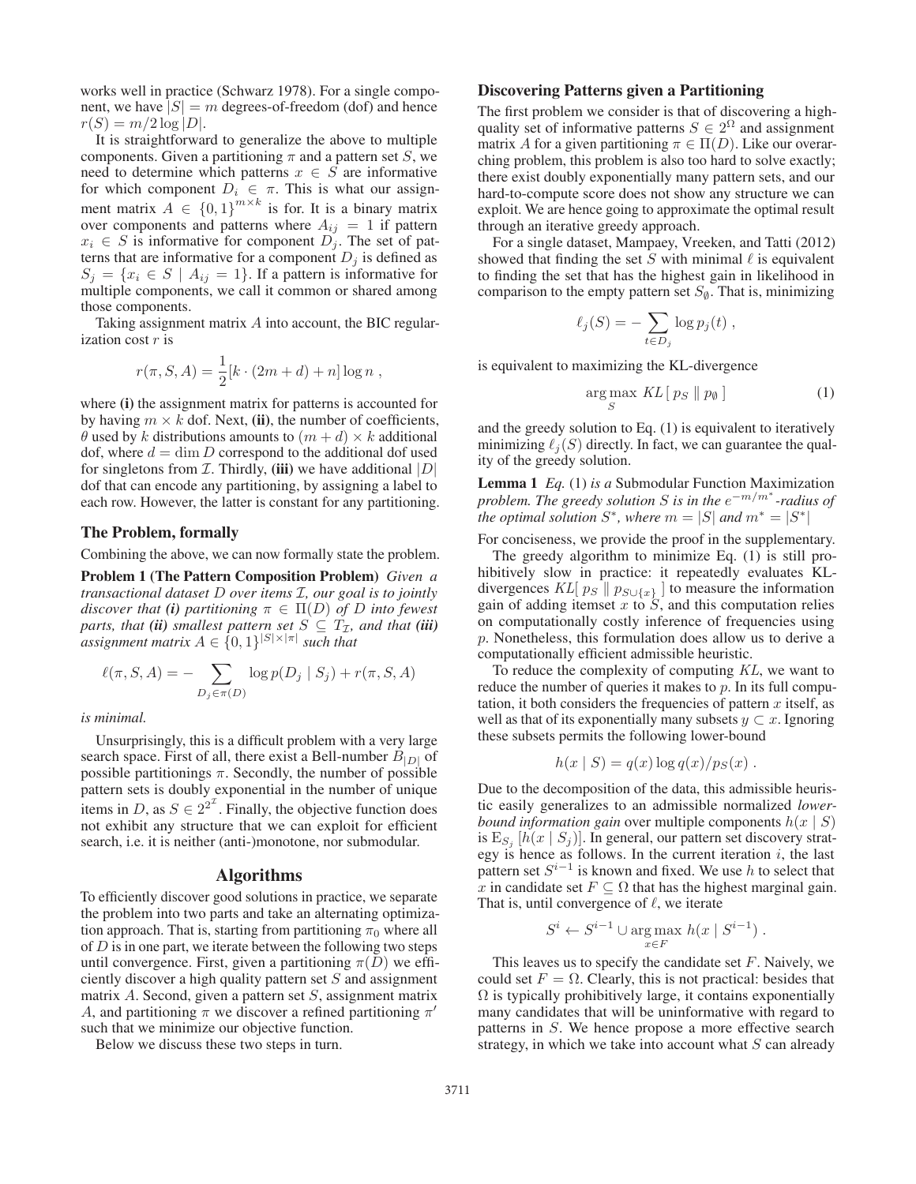works well in practice (Schwarz 1978). For a single component, we have $|S| = m$ degrees-of-freedom (dof) and hence $r(S) = m/2 \log |D|$.

It is straightforward to generalize the above to multiple components. Given a partitioning $\pi$ and a pattern set $S$, we need to determine which patterns $x \in S$ are informative for which component $D_i \in \pi$. This is what our assignment matrix $A \in \{0,1\}^{m \times k}$ is for. It is a binary matrix over components and patterns where $A_{ij} = 1$ if pattern $x_i \in S$ is informative for component $D_j$. The set of patterns that are informative for a component $D_j$ is defined as $S_j = \{x_i \in S \mid A_{ij} = 1\}$. If a pattern is informative for multiple components, we call it common or shared among those components.

Taking assignment matrix $A$ into account, the BIC regularization cost $r$ is

$$r(\pi, S, A) = \frac{1}{2}[k \cdot (2m + d) + n] \log n \ ,$$

where **(i)** the assignment matrix for patterns is accounted for by having $m \times k$ dof. Next, **(ii)**, the number of coefficients, $\theta$ used by $k$ distributions amounts to $(m + d) \times k$ additional dof, where $d = \dim D$ correspond to the additional dof used for singletons from $\mathcal{I}$. Thirdly, **(iii)** we have additional $|D|$ dof that can encode any partitioning, by assigning a label to each row. However, the latter is constant for any partitioning.

## The Problem, formally

Combining the above, we can now formally state the problem.

**Problem 1 (The Pattern Composition Problem)** *Given a transactional dataset $D$ over items $\mathcal{I}$, our goal is to jointly discover that **(i)** partitioning $\pi \in \Pi(D)$ of $D$ into fewest parts, that **(ii)** smallest pattern set $S \subseteq T_{\mathcal{I}}$, and that **(iii)** assignment matrix $A \in \{0,1\}^{|S| \times |\pi|}$ such that*

$$\ell(\pi, S, A) = -\sum_{D_j \in \pi(D)} \log p(D_j \mid S_j) + r(\pi, S, A)$$

*is minimal.*

Unsurprisingly, this is a difficult problem with a very large search space. First of all, there exist a Bell-number $B_{|D|}$ of possible partitionings $\pi$. Secondly, the number of possible pattern sets is doubly exponential in the number of unique items in $D$, as $S \in 2^{2^{\mathcal{I}}}$. Finally, the objective function does not exhibit any structure that we can exploit for efficient search, i.e. it is neither (anti-)monotone, nor submodular.

# Algorithms

To efficiently discover good solutions in practice, we separate the problem into two parts and take an alternating optimization approach. That is, starting from partitioning $\pi_0$ where all of $D$ is in one part, we iterate between the following two steps until convergence. First, given a partitioning $\pi(D)$ we efficiently discover a high quality pattern set $S$ and assignment matrix $A$. Second, given a pattern set $S$, assignment matrix $A$, and partitioning $\pi$ we discover a refined partitioning $\pi'$ such that we minimize our objective function.

Below we discuss these two steps in turn.

## Discovering Patterns given a Partitioning

The first problem we consider is that of discovering a high-quality set of informative patterns $S \in 2^{\Omega}$ and assignment matrix $A$ for a given partitioning $\pi \in \Pi(D)$. Like our overarching problem, this problem is also too hard to solve exactly; there exist doubly exponentially many pattern sets, and our hard-to-compute score does not show any structure we can exploit. We are hence going to approximate the optimal result through an iterative greedy approach.

For a single dataset, Mampaey, Vreeken, and Tatti (2012) showed that finding the set $S$ with minimal $\ell$ is equivalent to finding the set that has the highest gain in likelihood in comparison to the empty pattern set $S_{\emptyset}$. That is, minimizing

$$\ell_j(S) = -\sum_{t \in D_j} \log p_j(t) \ ,$$

is equivalent to maximizing the KL-divergence

$$\arg\max_{S} \ KL[\, p_S \parallel p_{\emptyset} \,] \tag{1}$$

and the greedy solution to Eq. (1) is equivalent to iteratively minimizing $\ell_j(S)$ directly. In fact, we can guarantee the quality of the greedy solution.

**Lemma 1** *Eq.* (1) *is a* Submodular Function Maximization *problem. The greedy solution $S$ is in the $e^{-m/m^*}$-radius of the optimal solution $S^*$, where $m = |S|$ and $m^* = |S^*|$*

For conciseness, we provide the proof in the supplementary.

The greedy algorithm to minimize Eq. (1) is still prohibitively slow in practice: it repeatedly evaluates KL-divergences $KL[\, p_S \parallel p_{S \cup \{x\}} \,]$ to measure the information gain of adding itemset $x$ to $S$, and this computation relies on computationally costly inference of frequencies using $p$. Nonetheless, this formulation does allow us to derive a computationally efficient admissible heuristic.

To reduce the complexity of computing $KL$, we want to reduce the number of queries it makes to $p$. In its full computation, it both considers the frequencies of pattern $x$ itself, as well as that of its exponentially many subsets $y \subset x$. Ignoring these subsets permits the following lower-bound

$$h(x \mid S) = q(x) \log q(x)/p_S(x) \ .$$

Due to the decomposition of the data, this admissible heuristic easily generalizes to an admissible normalized *lower-bound information gain* over multiple components $h(x \mid S)$ is $\mathrm{E}_{S_j}[h(x \mid S_j)]$. In general, our pattern set discovery strategy is hence as follows. In the current iteration $i$, the last pattern set $S^{i-1}$ is known and fixed. We use $h$ to select that $x$ in candidate set $F \subseteq \Omega$ that has the highest marginal gain. That is, until convergence of $\ell$, we iterate

$$S^i \leftarrow S^{i-1} \cup \arg\max_{x \in F} \ h(x \mid S^{i-1}) \ .$$

This leaves us to specify the candidate set $F$. Naively, we could set $F = \Omega$. Clearly, this is not practical: besides that $\Omega$ is typically prohibitively large, it contains exponentially many candidates that will be uninformative with regard to patterns in $S$. We hence propose a more effective search strategy, in which we take into account what $S$ can already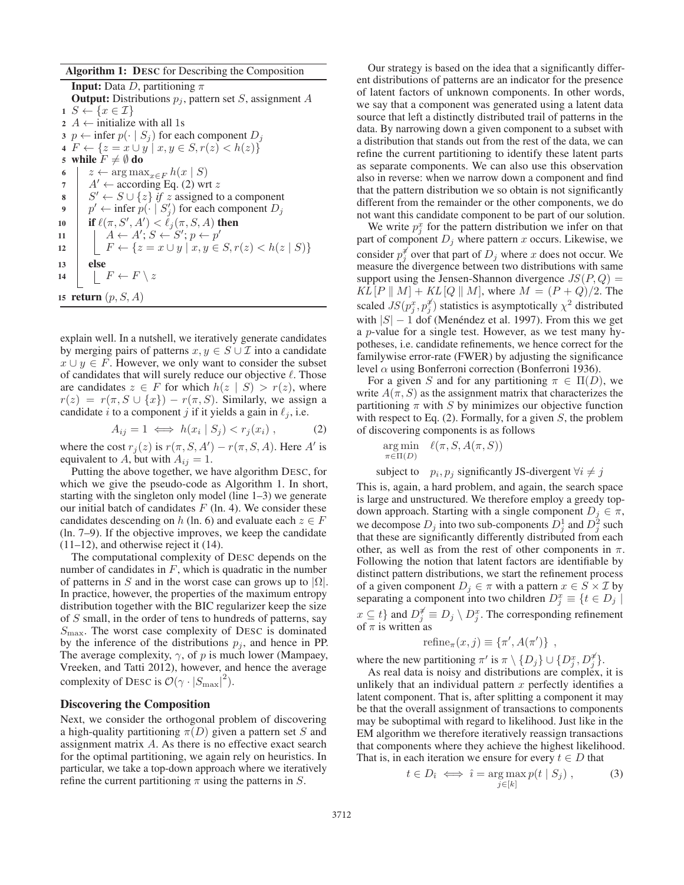**Algorithm 1: DESC for Describing the Composition**

```
Input: Data D, partitioning π
Output: Distributions p_j, pattern set S, assignment A
1  S ← {x ∈ I}
2  A ← initialize with all 1s
3  p ← infer p(· | S_j) for each component D_j
4  F ← {z = x ∪ y | x, y ∈ S, r(z) < h(z)}
5  while F ≠ ∅ do
6      z ← arg max_{x∈F} h(x | S)
7      A' ← according Eq. (2) wrt z
8      S' ← S ∪ {z} if z assigned to a component
9      p' ← infer p(· | S'_j) for each component D_j
10     if ℓ(π, S', A') < ℓ_j(π, S, A) then
11         A ← A'; S ← S'; p ← p'
12         F ← {z = x ∪ y | x, y ∈ S, r(z) < h(z | S)}
13     else
14         F ← F \ z
15 return (p, S, A)
```

explain well. In a nutshell, we iteratively generate candidates by merging pairs of patterns $x, y \in S \cup \mathcal{I}$ into a candidate $x \cup y \in F$. However, we only want to consider the subset of candidates that will surely reduce our objective $\ell$. Those are candidates $z \in F$ for which $h(z \mid S) > r(z)$, where $r(z) = r(\pi, S \cup \{x\}) - r(\pi, S)$. Similarly, we assign a candidate $i$ to a component $j$ if it yields a gain in $\ell_j$, i.e.

$$A_{ij} = 1 \iff h(x_i \mid S_j) < r_j(x_i) \; , \tag{2}$$

where the cost $r_j(z)$ is $r(\pi, S, A') - r(\pi, S, A)$. Here $A'$ is equivalent to $A$, but with $A_{ij} = 1$.

Putting the above together, we have algorithm DESC, for which we give the pseudo-code as Algorithm 1. In short, starting with the singleton only model (line 1–3) we generate our initial batch of candidates $F$ (ln. 4). We consider these candidates descending on $h$ (ln. 6) and evaluate each $z \in F$ (ln. 7–9). If the objective improves, we keep the candidate (11–12), and otherwise reject it (14).

The computational complexity of DESC depends on the number of candidates in $F$, which is quadratic in the number of patterns in $S$ and in the worst case can grows up to $|\Omega|$. In practice, however, the properties of the maximum entropy distribution together with the BIC regularizer keep the size of $S$ small, in the order of tens to hundreds of patterns, say $S_{\max}$. The worst case complexity of DESC is dominated by the inference of the distributions $p_j$, and hence in PP. The average complexity, $\gamma$, of $p$ is much lower (Mampaey, Vreeken, and Tatti 2012), however, and hence the average complexity of DESC is $\mathcal{O}(\gamma \cdot |S_{\max}|^2)$.

## Discovering the Composition

Next, we consider the orthogonal problem of discovering a high-quality partitioning $\pi(D)$ given a pattern set $S$ and assignment matrix $A$. As there is no effective exact search for the optimal partitioning, we again rely on heuristics. In particular, we take a top-down approach where we iteratively refine the current partitioning $\pi$ using the patterns in $S$.

Our strategy is based on the idea that a significantly different distributions of patterns are an indicator for the presence of latent factors of unknown components. In other words, we say that a component was generated using a latent data source that left a distinctly distributed trail of patterns in the data. By narrowing down a given component to a subset with a distribution that stands out from the rest of the data, we can refine the current partitioning to identify these latent parts as separate components. We can also use this observation also in reverse: when we narrow down a component and find that the pattern distribution we so obtain is not significantly different from the remainder or the other components, we do not want this candidate component to be part of our solution.

We write $p_j^x$ for the pattern distribution we infer on that part of component $D_j$ where pattern $x$ occurs. Likewise, we consider $p_j^{\not x}$ over that part of $D_j$ where $x$ does not occur. We measure the divergence between two distributions with same support using the Jensen-Shannon divergence $JS(P, Q) = KL[P \parallel M] + KL[Q \parallel M]$, where $M = (P + Q)/2$. The scaled $JS(p_j^x, p_j^{\not x})$ statistics is asymptotically $\chi^2$ distributed with $|S| - 1$ dof (Menéndez et al. 1997). From this we get a $p$-value for a single test. However, as we test many hypotheses, i.e. candidate refinements, we hence correct for the familywise error-rate (FWER) by adjusting the significance level $\alpha$ using Bonferroni correction (Bonferroni 1936).

For a given $S$ and for any partitioning $\pi \in \Pi(D)$, we write $A(\pi, S)$ as the assignment matrix that characterizes the partitioning $\pi$ with $S$ by minimizes our objective function with respect to Eq. (2). Formally, for a given $S$, the problem of discovering components is as follows

$$\underset{\pi \in \Pi(D)}{\arg\min} \quad \ell(\pi, S, A(\pi, S))$$

$$\text{subject to} \quad p_i, p_j \text{ significantly JS-divergent } \forall i \neq j$$

This is, again, a hard problem, and again, the search space is large and unstructured. We therefore employ a greedy top-down approach. Starting with a single component $D_j \in \pi$, we decompose $D_j$ into two sub-components $D_j^1$ and $D_j^2$ such that these are significantly differently distributed from each other, as well as from the rest of other components in $\pi$. Following the notion that latent factors are identifiable by distinct pattern distributions, we start the refinement process of a given component $D_j \in \pi$ with a pattern $x \in S \times \mathcal{I}$ by separating a component into two children $D_j^x \equiv \{t \in D_j \mid x \subseteq t\}$ and $D_j^{\not x} \equiv D_j \setminus D_j^x$. The corresponding refinement of $\pi$ is written as

$$\text{refine}_\pi(x, j) \equiv \{\pi', A(\pi')\} \; ,$$

where the new partitioning $\pi'$ is $\pi \setminus \{D_j\} \cup \{D_j^x, D_j^{\not x}\}$.

As real data is noisy and distributions are complex, it is unlikely that an individual pattern $x$ perfectly identifies a latent component. That is, after splitting a component it may be that the overall assignment of transactions to components may be suboptimal with regard to likelihood. Just like in the EM algorithm we therefore iteratively reassign transactions that components where they achieve the highest likelihood. That is, in each iteration we ensure for every $t \in D$ that

$$t \in D_{\hat{i}} \iff \hat{i} = \underset{j \in [k]}{\arg\max}\, p(t \mid S_j) \; , \tag{3}$$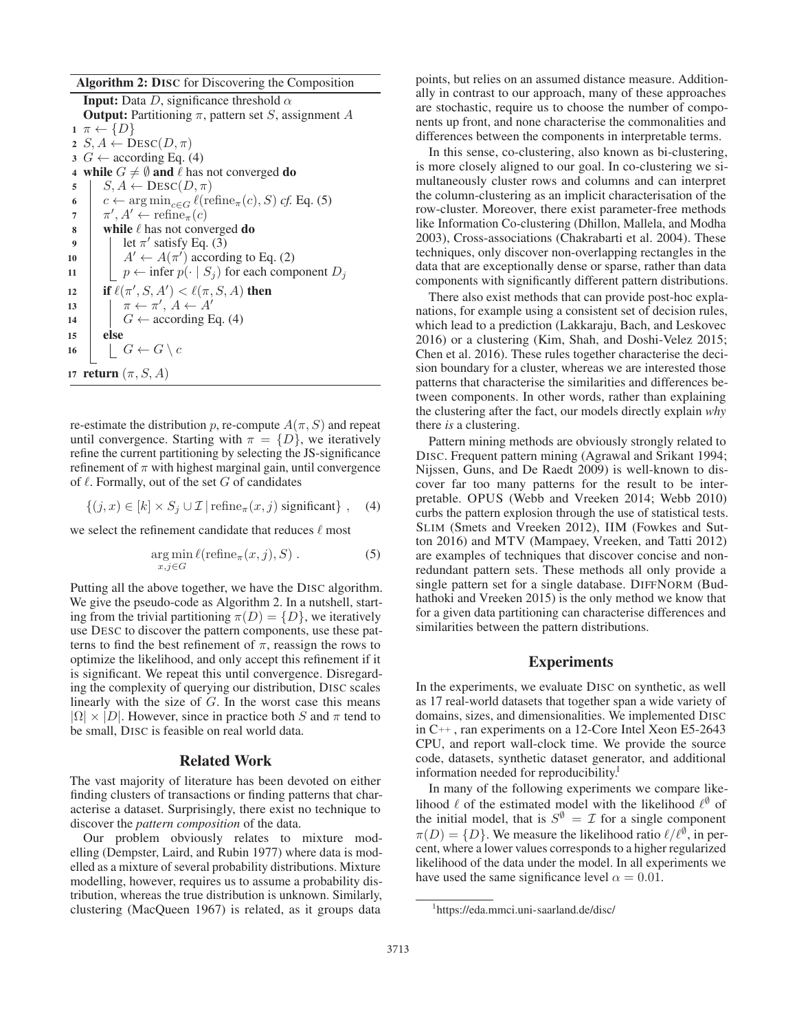**Algorithm 2: DISC for Discovering the Composition**

```
Input: Data D, significance threshold α
Output: Partitioning π, pattern set S, assignment A
1  π ← {D}
2  S, A ← DESC(D, π)
3  G ← according Eq. (4)
4  while G ≠ ∅ and ℓ has not converged do
5      S, A ← DESC(D, π)
6      c ← arg min_{c∈G} ℓ(refine_π(c), S) cf. Eq. (5)
7      π', A' ← refine_π(c)
8      while ℓ has not converged do
9          let π' satisfy Eq. (3)
10         A' ← A(π') according to Eq. (2)
11         p ← infer p(· | S_j) for each component D_j
12     if ℓ(π', S, A') < ℓ(π, S, A) then
13         π ← π', A ← A'
14         G ← according Eq. (4)
15     else
16         G ← G \ c
17 return (π, S, A)
```

re-estimate the distribution $p$, re-compute $A(\pi, S)$ and repeat until convergence. Starting with $\pi = \{D\}$, we iteratively refine the current partitioning by selecting the JS-significance refinement of $\pi$ with highest marginal gain, until convergence of $\ell$. Formally, out of the set $G$ of candidates

$$\{(j, x) \in [k] \times S_j \cup \mathcal{I} \mid \text{refine}_\pi(x, j) \text{ significant}\} , \quad (4)$$

we select the refinement candidate that reduces $\ell$ most

$$\arg\min_{x,j \in G} \ell(\text{refine}_\pi(x, j), S) . \quad (5)$$

Putting all the above together, we have the DISC algorithm. We give the pseudo-code as Algorithm 2. In a nutshell, starting from the trivial partitioning $\pi(D) = \{D\}$, we iteratively use DESC to discover the pattern components, use these patterns to find the best refinement of $\pi$, reassign the rows to optimize the likelihood, and only accept this refinement if it is significant. We repeat this until convergence. Disregarding the complexity of querying our distribution, DISC scales linearly with the size of $G$. In the worst case this means $|\Omega| \times |D|$. However, since in practice both $S$ and $\pi$ tend to be small, DISC is feasible on real world data.

## Related Work

The vast majority of literature has been devoted on either finding clusters of transactions or finding patterns that characterise a dataset. Surprisingly, there exist no technique to discover the *pattern composition* of the data.

Our problem obviously relates to mixture modelling (Dempster, Laird, and Rubin 1977) where data is modelled as a mixture of several probability distributions. Mixture modelling, however, requires us to assume a probability distribution, whereas the true distribution is unknown. Similarly, clustering (MacQueen 1967) is related, as it groups data points, but relies on an assumed distance measure. Additionally in contrast to our approach, many of these approaches are stochastic, require us to choose the number of components up front, and none characterise the commonalities and differences between the components in interpretable terms.

In this sense, co-clustering, also known as bi-clustering, is more closely aligned to our goal. In co-clustering we simultaneously cluster rows and columns and can interpret the column-clustering as an implicit characterisation of the row-cluster. Moreover, there exist parameter-free methods like Information Co-clustering (Dhillon, Mallela, and Modha 2003), Cross-associations (Chakrabarti et al. 2004). These techniques, only discover non-overlapping rectangles in the data that are exceptionally dense or sparse, rather than data components with significantly different pattern distributions.

There also exist methods that can provide post-hoc explanations, for example using a consistent set of decision rules, which lead to a prediction (Lakkaraju, Bach, and Leskovec 2016) or a clustering (Kim, Shah, and Doshi-Velez 2015; Chen et al. 2016). These rules together characterise the decision boundary for a cluster, whereas we are interested those patterns that characterise the similarities and differences between components. In other words, rather than explaining the clustering after the fact, our models directly explain *why* there *is* a clustering.

Pattern mining methods are obviously strongly related to DISC. Frequent pattern mining (Agrawal and Srikant 1994; Nijssen, Guns, and De Raedt 2009) is well-known to discover far too many patterns for the result to be interpretable. OPUS (Webb and Vreeken 2014; Webb 2010) curbs the pattern explosion through the use of statistical tests. SLIM (Smets and Vreeken 2012), IIM (Fowkes and Sutton 2016) and MTV (Mampaey, Vreeken, and Tatti 2012) are examples of techniques that discover concise and non-redundant pattern sets. These methods all only provide a single pattern set for a single database. DIFFNORM (Budhathoki and Vreeken 2015) is the only method we know that for a given data partitioning can characterise differences and similarities between the pattern distributions.

## Experiments

In the experiments, we evaluate DISC on synthetic, as well as 17 real-world datasets that together span a wide variety of domains, sizes, and dimensionalities. We implemented DISC in C++, ran experiments on a 12-Core Intel Xeon E5-2643 CPU, and report wall-clock time. We provide the source code, datasets, synthetic dataset generator, and additional information needed for reproducibility.[1]

In many of the following experiments we compare likelihood $\ell$ of the estimated model with the likelihood $\ell^\emptyset$ of the initial model, that is $S^\emptyset = \mathcal{I}$ for a single component $\pi(D) = \{D\}$. We measure the likelihood ratio $\ell/\ell^\emptyset$, in percent, where a lower values corresponds to a higher regularized likelihood of the data under the model. In all experiments we have used the same significance level $\alpha = 0.01$.

[1] https://eda.mmci.uni-saarland.de/disc/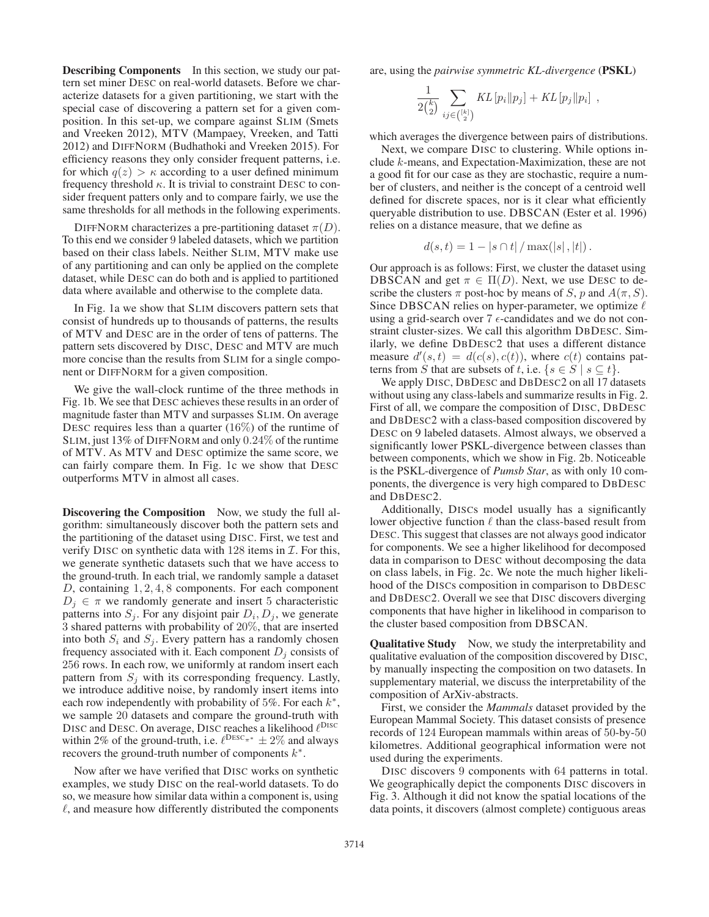**Describing Components** In this section, we study our pattern set miner DESC on real-world datasets. Before we characterize datasets for a given partitioning, we start with the special case of discovering a pattern set for a given composition. In this set-up, we compare against SLIM (Smets and Vreeken 2012), MTV (Mampaey, Vreeken, and Tatti 2012) and DIFFNORM (Budhathoki and Vreeken 2015). For efficiency reasons they only consider frequent patterns, i.e. for which $q(z) > \kappa$ according to a user defined minimum frequency threshold $\kappa$. It is trivial to constraint DESC to consider frequent patters only and to compare fairly, we use the same thresholds for all methods in the following experiments.

DIFFNORM characterizes a pre-partitioning dataset $\pi(D)$. To this end we consider 9 labeled datasets, which we partition based on their class labels. Neither SLIM, MTV make use of any partitioning and can only be applied on the complete dataset, while DESC can do both and is applied to partitioned data where available and otherwise to the complete data.

In Fig. 1a we show that SLIM discovers pattern sets that consist of hundreds up to thousands of patterns, the results of MTV and DESC are in the order of tens of patterns. The pattern sets discovered by DISC, DESC and MTV are much more concise than the results from SLIM for a single component or DIFFNORM for a given composition.

We give the wall-clock runtime of the three methods in Fig. 1b. We see that DESC achieves these results in an order of magnitude faster than MTV and surpasses SLIM. On average DESC requires less than a quarter (16%) of the runtime of SLIM, just 13% of DIFFNORM and only 0.24% of the runtime of MTV. As MTV and DESC optimize the same score, we can fairly compare them. In Fig. 1c we show that DESC outperforms MTV in almost all cases.

**Discovering the Composition** Now, we study the full algorithm: simultaneously discover both the pattern sets and the partitioning of the dataset using DISC. First, we test and verify DISC on synthetic data with 128 items in $\mathcal{I}$. For this, we generate synthetic datasets such that we have access to the ground-truth. In each trial, we randomly sample a dataset $D$, containing $1, 2, 4, 8$ components. For each component $D_j \in \pi$ we randomly generate and insert 5 characteristic patterns into $S_j$. For any disjoint pair $D_i, D_j$, we generate 3 shared patterns with probability of 20%, that are inserted into both $S_i$ and $S_j$. Every pattern has a randomly chosen frequency associated with it. Each component $D_j$ consists of 256 rows. In each row, we uniformly at random insert each pattern from $S_j$ with its corresponding frequency. Lastly, we introduce additive noise, by randomly insert items into each row independently with probability of 5%. For each $k^*$, we sample 20 datasets and compare the ground-truth with DISC and DESC. On average, DISC reaches a likelihood $\ell^{\text{DISC}}$ within 2% of the ground-truth, i.e. $\ell^{\text{DESC}_{\pi^*}} \pm 2\%$ and always recovers the ground-truth number of components $k^*$.

Now after we have verified that DISC works on synthetic examples, we study DISC on the real-world datasets. To do so, we measure how similar data within a component is, using $\ell$, and measure how differently distributed the components are, using the *pairwise symmetric KL-divergence* (**PSKL**)

$$\frac{1}{2\binom{k}{2}} \sum_{ij \in \binom{[k]}{2}} KL\left[p_i \| p_j\right] + KL\left[p_j \| p_i\right] \; ,$$

which averages the divergence between pairs of distributions.

Next, we compare DISC to clustering. While options include $k$-means, and Expectation-Maximization, these are not a good fit for our case as they are stochastic, require a number of clusters, and neither is the concept of a centroid well defined for discrete spaces, nor is it clear what efficiently queryable distribution to use. DBSCAN (Ester et al. 1996) relies on a distance measure, that we define as

$$d(s,t) = 1 - |s \cap t| \, / \max(|s|\,,|t|) \, .$$

Our approach is as follows: First, we cluster the dataset using DBSCAN and get $\pi \in \Pi(D)$. Next, we use DESC to describe the clusters $\pi$ post-hoc by means of $S$, $p$ and $A(\pi, S)$. Since DBSCAN relies on hyper-parameter, we optimize $\ell$ using a grid-search over 7 $\epsilon$-candidates and we do not constraint cluster-sizes. We call this algorithm DBDESC. Similarly, we define DBDESC2 that uses a different distance measure $d'(s,t) = d(c(s), c(t))$, where $c(t)$ contains patterns from $S$ that are subsets of $t$, i.e. $\{s \in S \mid s \subseteq t\}$.

We apply DISC, DBDESC and DBDESC2 on all 17 datasets without using any class-labels and summarize results in Fig. 2. First of all, we compare the composition of DISC, DBDESC and DBDESC2 with a class-based composition discovered by DESC on 9 labeled datasets. Almost always, we observed a significantly lower PSKL-divergence between classes than between components, which we show in Fig. 2b. Noticeable is the PSKL-divergence of *Pumsb Star*, as with only 10 components, the divergence is very high compared to DBDESC and DBDESC2.

Additionally, DISCs model usually has a significantly lower objective function $\ell$ than the class-based result from DESC. This suggest that classes are not always good indicator for components. We see a higher likelihood for decomposed data in comparison to DESC without decomposing the data on class labels, in Fig. 2c. We note the much higher likelihood of the DISCs composition in comparison to DBDESC and DBDESC2. Overall we see that DISC discovers diverging components that have higher in likelihood in comparison to the cluster based composition from DBSCAN.

**Qualitative Study** Now, we study the interpretability and qualitative evaluation of the composition discovered by DISC, by manually inspecting the composition on two datasets. In supplementary material, we discuss the interpretability of the composition of ArXiv-abstracts.

First, we consider the *Mammals* dataset provided by the European Mammal Society. This dataset consists of presence records of 124 European mammals within areas of 50-by-50 kilometres. Additional geographical information were not used during the experiments.

DISC discovers 9 components with 64 patterns in total. We geographically depict the components DISC discovers in Fig. 3. Although it did not know the spatial locations of the data points, it discovers (almost complete) contiguous areas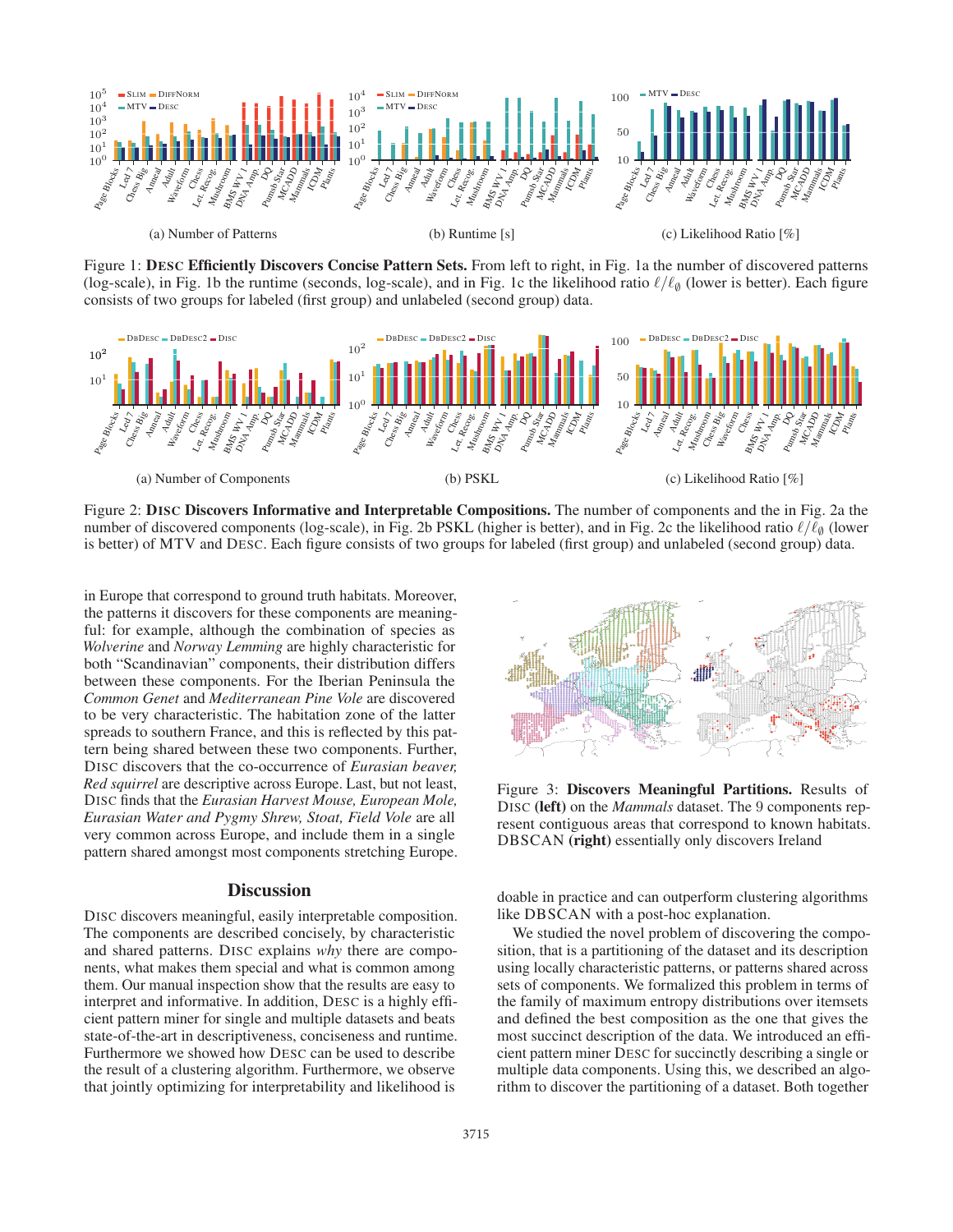Figure 1: **DESC Efficiently Discovers Concise Pattern Sets.** From left to right, in Fig. 1a the number of discovered patterns (log-scale), in Fig. 1b the runtime (seconds, log-scale), and in Fig. 1c the likelihood ratio $\ell/\ell_\emptyset$ (lower is better). Each figure consists of two groups for labeled (first group) and unlabeled (second group) data.

Figure 2: **DISC Discovers Informative and Interpretable Compositions.** The number of components and the in Fig. 2a the number of discovered components (log-scale), in Fig. 2b PSKL (higher is better), and in Fig. 2c the likelihood ratio $\ell/\ell_\emptyset$ (lower is better) of MTV and DESC. Each figure consists of two groups for labeled (first group) and unlabeled (second group) data.

in Europe that correspond to ground truth habitats. Moreover, the patterns it discovers for these components are meaningful: for example, although the combination of species as *Wolverine* and *Norway Lemming* are highly characteristic for both "Scandinavian" components, their distribution differs between these components. For the Iberian Peninsula the *Common Genet* and *Mediterranean Pine Vole* are discovered to be very characteristic. The habitation zone of the latter spreads to southern France, and this is reflected by this pattern being shared between these two components. Further, DISC discovers that the co-occurrence of *Eurasian beaver, Red squirrel* are descriptive across Europe. Last, but not least, DISC finds that the *Eurasian Harvest Mouse, European Mole, Eurasian Water and Pygmy Shrew, Stoat, Field Vole* are all very common across Europe, and include them in a single pattern shared amongst most components stretching Europe.

Figure 3: **Discovers Meaningful Partitions.** Results of DISC **(left)** on the *Mammals* dataset. The 9 components represent contiguous areas that correspond to known habitats. DBSCAN **(right)** essentially only discovers Ireland

## Discussion

DISC discovers meaningful, easily interpretable composition. The components are described concisely, by characteristic and shared patterns. DISC explains *why* there are components, what makes them special and what is common among them. Our manual inspection show that the results are easy to interpret and informative. In addition, DESC is a highly efficient pattern miner for single and multiple datasets and beats state-of-the-art in descriptiveness, conciseness and runtime. Furthermore we showed how DESC can be used to describe the result of a clustering algorithm. Furthermore, we observe that jointly optimizing for interpretability and likelihood is doable in practice and can outperform clustering algorithms like DBSCAN with a post-hoc explanation.

We studied the novel problem of discovering the composition, that is a partitioning of the dataset and its description using locally characteristic patterns, or patterns shared across sets of components. We formalized this problem in terms of the family of maximum entropy distributions over itemsets and defined the best composition as the one that gives the most succinct description of the data. We introduced an efficient pattern miner DESC for succinctly describing a single or multiple data components. Using this, we described an algorithm to discover the partitioning of a dataset. Both together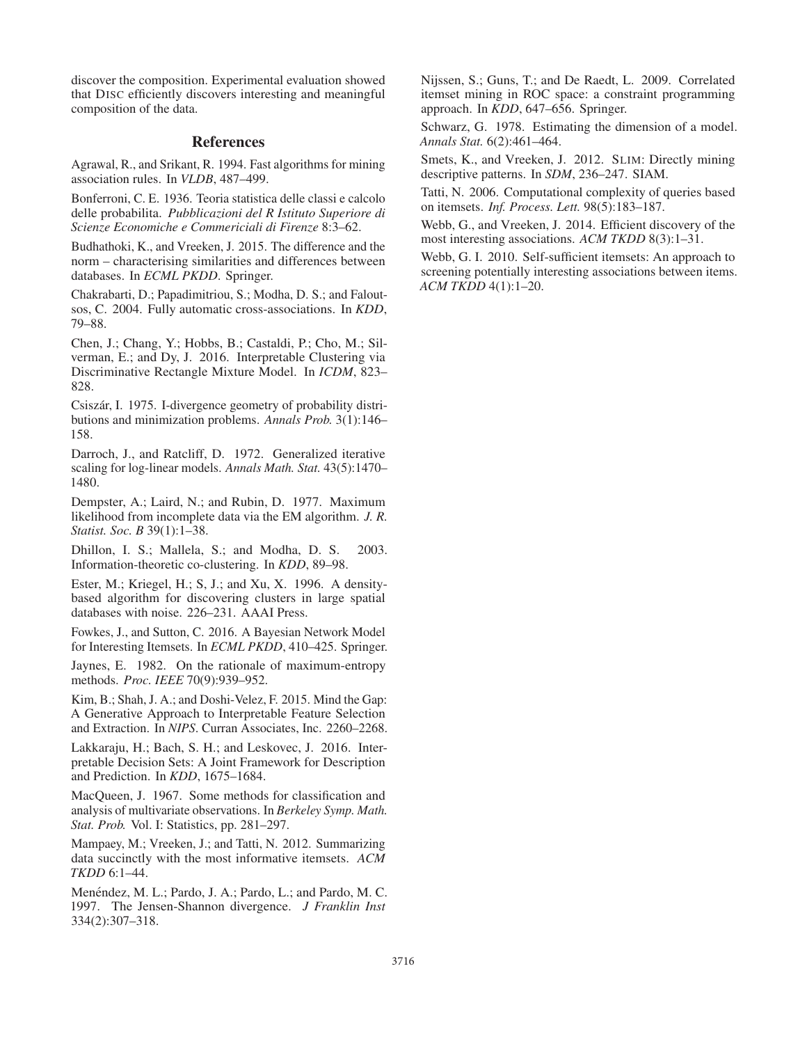discover the composition. Experimental evaluation showed that DISC efficiently discovers interesting and meaningful composition of the data.

## References

Agrawal, R., and Srikant, R. 1994. Fast algorithms for mining association rules. In *VLDB*, 487–499.

Bonferroni, C. E. 1936. Teoria statistica delle classi e calcolo delle probabilita. *Pubblicazioni del R Istituto Superiore di Scienze Economiche e Commericiali di Firenze* 8:3–62.

Budhathoki, K., and Vreeken, J. 2015. The difference and the norm – characterising similarities and differences between databases. In *ECML PKDD*. Springer.

Chakrabarti, D.; Papadimitriou, S.; Modha, D. S.; and Faloutsos, C. 2004. Fully automatic cross-associations. In *KDD*, 79–88.

Chen, J.; Chang, Y.; Hobbs, B.; Castaldi, P.; Cho, M.; Silverman, E.; and Dy, J. 2016. Interpretable Clustering via Discriminative Rectangle Mixture Model. In *ICDM*, 823–828.

Csiszár, I. 1975. I-divergence geometry of probability distributions and minimization problems. *Annals Prob.* 3(1):146–158.

Darroch, J., and Ratcliff, D. 1972. Generalized iterative scaling for log-linear models. *Annals Math. Stat.* 43(5):1470–1480.

Dempster, A.; Laird, N.; and Rubin, D. 1977. Maximum likelihood from incomplete data via the EM algorithm. *J. R. Statist. Soc. B* 39(1):1–38.

Dhillon, I. S.; Mallela, S.; and Modha, D. S. 2003. Information-theoretic co-clustering. In *KDD*, 89–98.

Ester, M.; Kriegel, H.; S, J.; and Xu, X. 1996. A density-based algorithm for discovering clusters in large spatial databases with noise. 226–231. AAAI Press.

Fowkes, J., and Sutton, C. 2016. A Bayesian Network Model for Interesting Itemsets. In *ECML PKDD*, 410–425. Springer.

Jaynes, E. 1982. On the rationale of maximum-entropy methods. *Proc. IEEE* 70(9):939–952.

Kim, B.; Shah, J. A.; and Doshi-Velez, F. 2015. Mind the Gap: A Generative Approach to Interpretable Feature Selection and Extraction. In *NIPS*. Curran Associates, Inc. 2260–2268.

Lakkaraju, H.; Bach, S. H.; and Leskovec, J. 2016. Interpretable Decision Sets: A Joint Framework for Description and Prediction. In *KDD*, 1675–1684.

MacQueen, J. 1967. Some methods for classification and analysis of multivariate observations. In *Berkeley Symp. Math. Stat. Prob.* Vol. I: Statistics, pp. 281–297.

Mampaey, M.; Vreeken, J.; and Tatti, N. 2012. Summarizing data succinctly with the most informative itemsets. *ACM TKDD* 6:1–44.

Menéndez, M. L.; Pardo, J. A.; Pardo, L.; and Pardo, M. C. 1997. The Jensen-Shannon divergence. *J Franklin Inst* 334(2):307–318.

Nijssen, S.; Guns, T.; and De Raedt, L. 2009. Correlated itemset mining in ROC space: a constraint programming approach. In *KDD*, 647–656. Springer.

Schwarz, G. 1978. Estimating the dimension of a model. *Annals Stat.* 6(2):461–464.

Smets, K., and Vreeken, J. 2012. SLIM: Directly mining descriptive patterns. In *SDM*, 236–247. SIAM.

Tatti, N. 2006. Computational complexity of queries based on itemsets. *Inf. Process. Lett.* 98(5):183–187.

Webb, G., and Vreeken, J. 2014. Efficient discovery of the most interesting associations. *ACM TKDD* 8(3):1–31.

Webb, G. I. 2010. Self-sufficient itemsets: An approach to screening potentially interesting associations between items. *ACM TKDD* 4(1):1–20.